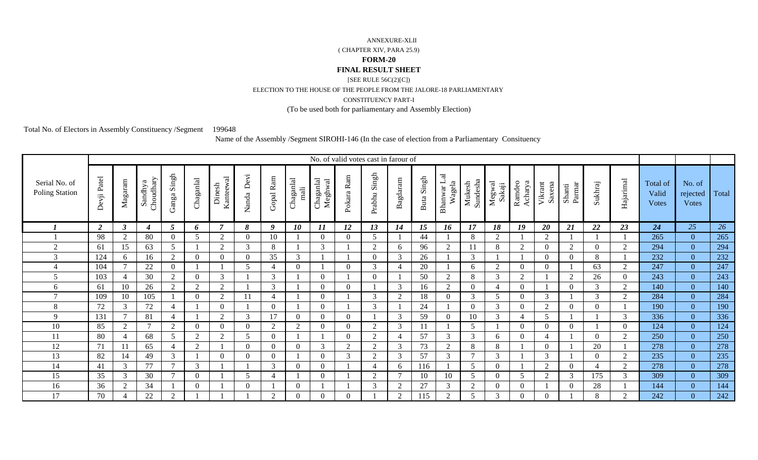ANNEXURE-XLII

( CHAPTER XIV, PARA 25.9)

**FORM-20**

**FINAL RESULT SHEET**

[SEE RULE 56C(2)[C])

ELECTION TO THE HOUSE OF THE PEOPLE FROM THE JALORE-18 PARLIAMENTARY

CONSTITUENCY PART-I

(To be used both for parliamentary and Assembly Election)

Total No. of Electors in Assembly Constituency /Segment 199648

Name of the Assembly /Segment SIROHI-146 (In the case of election from a Parliamentary Consituency

| Serial No. of Poling Station | No. of valid votes cast in farour of | | | | | | | | | | | | | | | | | | | | | | Total of Valid Votes | No. of rejected Votes | Total |
|---|---|---|---|---|---|---|---|---|---|---|---|---|---|---|---|---|---|---|---|---|---|---|---|---|---|
| | Devji Patel | Magaram | Sandhya Choudhary | Ganga Singh | Chaganlal | Dinesh Kantewal | Nanda Devi | Gopal Ram | Chaganlal mali | Chaganlal Meghwal | Pokara Ram | Prabhu Singh | Bagdaram | Buta Singh | Bhanwar Lal Wagela | Mukesh Sundesha | Megwal Sakaji | Ramdeo Acharya | Vikrant Saxena | Shanti Parmar | Sukhraj | Hajarimal | | | |
| ***1*** | ***2*** | ***3*** | ***4*** | ***5*** | ***6*** | ***7*** | ***8*** | ***9*** | ***10*** | ***11*** | ***12*** | ***13*** | ***14*** | ***15*** | ***16*** | ***17*** | ***18*** | ***19*** | ***20*** | ***21*** | ***22*** | ***23*** | ***24*** | *25* | *26* |
| 1 | 98 | 2 | 80 | 0 | 5 | 2 | 0 | 10 | 1 | 0 | 0 | 5 | 1 | 44 | 1 | 8 | 2 | 1 | 2 | 1 | 1 | 1 | 265 | 0 | 265 |
| 2 | 61 | 15 | 63 | 5 | 1 | 2 | 3 | 8 | 1 | 3 | 1 | 2 | 6 | 96 | 2 | 11 | 8 | 2 | 0 | 2 | 0 | 2 | 294 | 0 | 294 |
| 3 | 124 | 6 | 16 | 2 | 0 | 0 | 0 | 35 | 3 | 1 | 1 | 0 | 3 | 26 | 1 | 3 | 1 | 1 | 0 | 0 | 8 | 1 | 232 | 0 | 232 |
| 4 | 104 | 7 | 22 | 0 | 1 | 1 | 5 | 4 | 0 | 1 | 0 | 3 | 4 | 20 | 1 | 6 | 2 | 0 | 0 | 1 | 63 | 2 | 247 | 0 | 247 |
| 5 | 103 | 4 | 30 | 2 | 0 | 3 | 1 | 3 | 1 | 0 | 1 | 0 | 1 | 50 | 2 | 8 | 3 | 2 | 1 | 2 | 26 | 0 | 243 | 0 | 243 |
| 6 | 61 | 10 | 26 | 2 | 2 | 2 | 1 | 3 | 1 | 0 | 0 | 1 | 3 | 16 | 2 | 0 | 4 | 0 | 1 | 0 | 3 | 2 | 140 | 0 | 140 |
| 7 | 109 | 10 | 105 | 1 | 0 | 2 | 11 | 4 | 1 | 0 | 1 | 3 | 2 | 18 | 0 | 3 | 5 | 0 | 3 | 1 | 3 | 2 | 284 | 0 | 284 |
| 8 | 72 | 3 | 72 | 4 | 1 | 0 | 1 | 0 | 1 | 0 | 1 | 3 | 1 | 24 | 1 | 0 | 3 | 0 | 2 | 0 | 0 | 1 | 190 | 0 | 190 |
| 9 | 131 | 7 | 81 | 4 | 1 | 2 | 3 | 17 | 0 | 0 | 0 | 1 | 3 | 59 | 0 | 10 | 3 | 4 | 5 | 1 | 1 | 3 | 336 | 0 | 336 |
| 10 | 85 | 2 | 7 | 2 | 0 | 0 | 0 | 2 | 2 | 0 | 0 | 2 | 3 | 11 | 1 | 5 | 1 | 0 | 0 | 0 | 1 | 0 | 124 | 0 | 124 |
| 11 | 80 | 4 | 68 | 5 | 2 | 2 | 5 | 0 | 1 | 1 | 0 | 2 | 4 | 57 | 3 | 3 | 6 | 0 | 4 | 1 | 0 | 2 | 250 | 0 | 250 |
| 12 | 71 | 11 | 65 | 4 | 2 | 1 | 0 | 0 | 0 | 3 | 2 | 2 | 3 | 73 | 2 | 8 | 8 | 1 | 0 | 1 | 20 | 1 | 278 | 0 | 278 |
| 13 | 82 | 14 | 49 | 3 | 1 | 0 | 0 | 0 | 1 | 0 | 3 | 2 | 3 | 57 | 3 | 7 | 3 | 1 | 3 | 1 | 0 | 2 | 235 | 0 | 235 |
| 14 | 41 | 3 | 77 | 7 | 3 | 1 | 1 | 3 | 0 | 0 | 1 | 4 | 6 | 116 | 1 | 5 | 0 | 1 | 2 | 0 | 4 | 2 | 278 | 0 | 278 |
| 15 | 35 | 3 | 30 | 7 | 0 | 1 | 5 | 4 | 1 | 0 | 1 | 2 | 7 | 10 | 10 | 5 | 0 | 5 | 2 | 3 | 175 | 3 | 309 | 0 | 309 |
| 16 | 36 | 2 | 34 | 1 | 0 | 1 | 0 | 1 | 0 | 1 | 1 | 3 | 2 | 27 | 3 | 2 | 0 | 0 | 1 | 0 | 28 | 1 | 144 | 0 | 144 |
| 17 | 70 | 4 | 22 | 2 | 1 | 1 | 1 | 2 | 0 | 0 | 0 | 1 | 2 | 115 | 2 | 5 | 3 | 0 | 0 | 1 | 8 | 2 | 242 | 0 | 242 |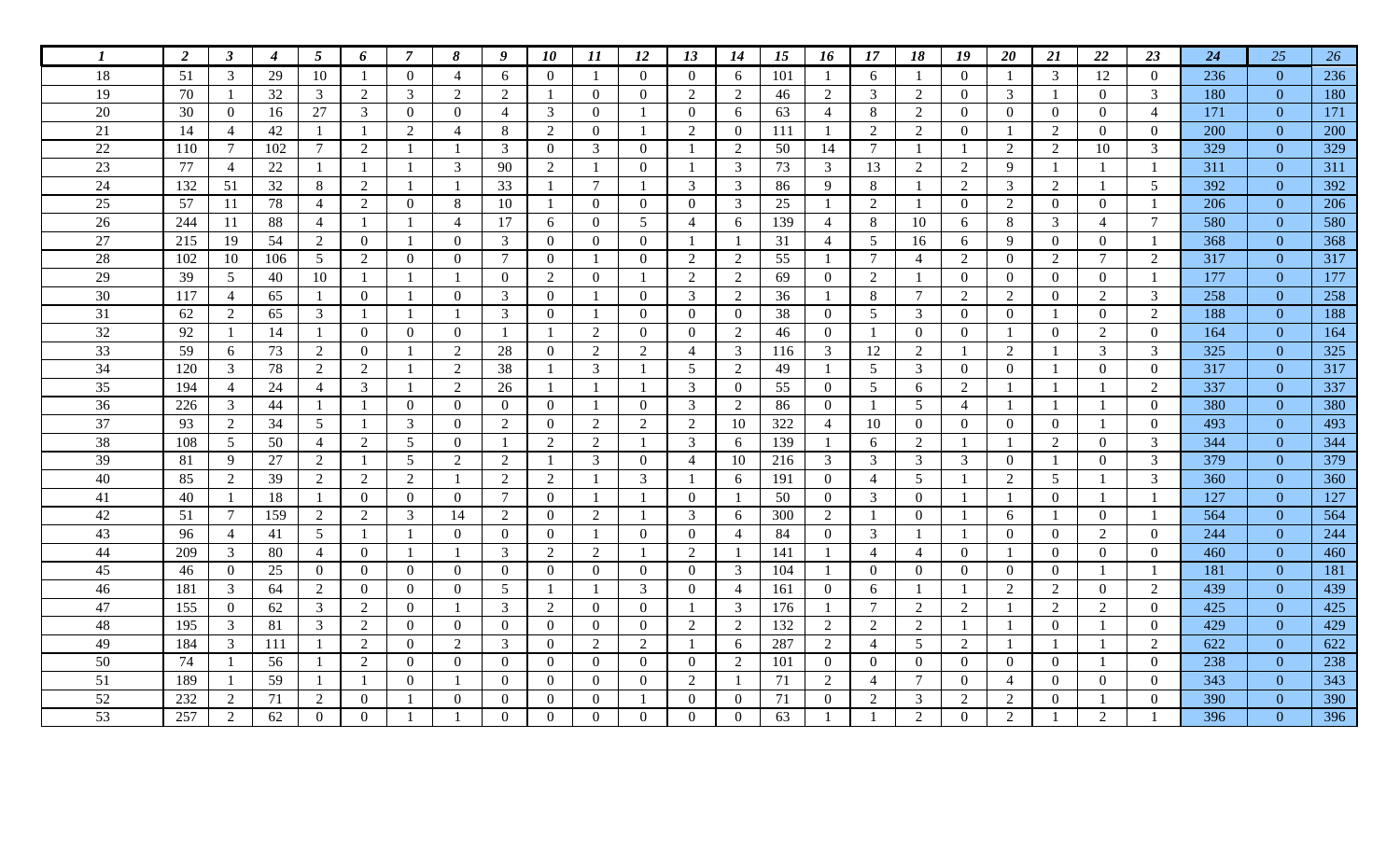| *1* | *2* | *3* | *4* | *5* | *6* | *7* | *8* | *9* | *10* | *11* | *12* | *13* | *14* | *15* | *16* | *17* | *18* | *19* | *20* | *21* | *22* | *23* | *24* | *25* | *26* |
|---|---|---|---|---|---|---|---|---|---|---|---|---|---|---|---|---|---|---|---|---|---|---|---|---|---|
| 18 | 51 | 3 | 29 | 10 | 1 | 0 | 4 | 6 | 0 | 1 | 0 | 0 | 6 | 101 | 1 | 6 | 1 | 0 | 1 | 3 | 12 | 0 | 236 | 0 | 236 |
| 19 | 70 | 1 | 32 | 3 | 2 | 3 | 2 | 2 | 1 | 0 | 0 | 2 | 2 | 46 | 2 | 3 | 2 | 0 | 3 | 1 | 0 | 3 | 180 | 0 | 180 |
| 20 | 30 | 0 | 16 | 27 | 3 | 0 | 0 | 4 | 3 | 0 | 1 | 0 | 6 | 63 | 4 | 8 | 2 | 0 | 0 | 0 | 0 | 4 | 171 | 0 | 171 |
| 21 | 14 | 4 | 42 | 1 | 1 | 2 | 4 | 8 | 2 | 0 | 1 | 2 | 0 | 111 | 1 | 2 | 2 | 0 | 1 | 2 | 0 | 0 | 200 | 0 | 200 |
| 22 | 110 | 7 | 102 | 7 | 2 | 1 | 1 | 3 | 0 | 3 | 0 | 1 | 2 | 50 | 14 | 7 | 1 | 1 | 2 | 2 | 10 | 3 | 329 | 0 | 329 |
| 23 | 77 | 4 | 22 | 1 | 1 | 1 | 3 | 90 | 2 | 1 | 0 | 1 | 3 | 73 | 3 | 13 | 2 | 2 | 9 | 1 | 1 | 1 | 311 | 0 | 311 |
| 24 | 132 | 51 | 32 | 8 | 2 | 1 | 1 | 33 | 1 | 7 | 1 | 3 | 3 | 86 | 9 | 8 | 1 | 2 | 3 | 2 | 1 | 5 | 392 | 0 | 392 |
| 25 | 57 | 11 | 78 | 4 | 2 | 0 | 8 | 10 | 1 | 0 | 0 | 0 | 3 | 25 | 1 | 2 | 1 | 0 | 2 | 0 | 0 | 1 | 206 | 0 | 206 |
| 26 | 244 | 11 | 88 | 4 | 1 | 1 | 4 | 17 | 6 | 0 | 5 | 4 | 6 | 139 | 4 | 8 | 10 | 6 | 8 | 3 | 4 | 7 | 580 | 0 | 580 |
| 27 | 215 | 19 | 54 | 2 | 0 | 1 | 0 | 3 | 0 | 0 | 0 | 1 | 1 | 31 | 4 | 5 | 16 | 6 | 9 | 0 | 0 | 1 | 368 | 0 | 368 |
| 28 | 102 | 10 | 106 | 5 | 2 | 0 | 0 | 7 | 0 | 1 | 0 | 2 | 2 | 55 | 1 | 7 | 4 | 2 | 0 | 2 | 7 | 2 | 317 | 0 | 317 |
| 29 | 39 | 5 | 40 | 10 | 1 | 1 | 1 | 0 | 2 | 0 | 1 | 2 | 2 | 69 | 0 | 2 | 1 | 0 | 0 | 0 | 0 | 1 | 177 | 0 | 177 |
| 30 | 117 | 4 | 65 | 1 | 0 | 1 | 0 | 3 | 0 | 1 | 0 | 3 | 2 | 36 | 1 | 8 | 7 | 2 | 2 | 0 | 2 | 3 | 258 | 0 | 258 |
| 31 | 62 | 2 | 65 | 3 | 1 | 1 | 1 | 3 | 0 | 1 | 0 | 0 | 0 | 38 | 0 | 5 | 3 | 0 | 0 | 1 | 0 | 2 | 188 | 0 | 188 |
| 32 | 92 | 1 | 14 | 1 | 0 | 0 | 0 | 1 | 1 | 2 | 0 | 0 | 2 | 46 | 0 | 1 | 0 | 0 | 1 | 0 | 2 | 0 | 164 | 0 | 164 |
| 33 | 59 | 6 | 73 | 2 | 0 | 1 | 2 | 28 | 0 | 2 | 2 | 4 | 3 | 116 | 3 | 12 | 2 | 1 | 2 | 1 | 3 | 3 | 325 | 0 | 325 |
| 34 | 120 | 3 | 78 | 2 | 2 | 1 | 2 | 38 | 1 | 3 | 1 | 5 | 2 | 49 | 1 | 5 | 3 | 0 | 0 | 1 | 0 | 0 | 317 | 0 | 317 |
| 35 | 194 | 4 | 24 | 4 | 3 | 1 | 2 | 26 | 1 | 1 | 1 | 3 | 0 | 55 | 0 | 5 | 6 | 2 | 1 | 1 | 1 | 2 | 337 | 0 | 337 |
| 36 | 226 | 3 | 44 | 1 | 1 | 0 | 0 | 0 | 0 | 1 | 0 | 3 | 2 | 86 | 0 | 1 | 5 | 4 | 1 | 1 | 1 | 0 | 380 | 0 | 380 |
| 37 | 93 | 2 | 34 | 5 | 1 | 3 | 0 | 2 | 0 | 2 | 2 | 2 | 10 | 322 | 4 | 10 | 0 | 0 | 0 | 0 | 1 | 0 | 493 | 0 | 493 |
| 38 | 108 | 5 | 50 | 4 | 2 | 5 | 0 | 1 | 2 | 2 | 1 | 3 | 6 | 139 | 1 | 6 | 2 | 1 | 1 | 2 | 0 | 3 | 344 | 0 | 344 |
| 39 | 81 | 9 | 27 | 2 | 1 | 5 | 2 | 2 | 1 | 3 | 0 | 4 | 10 | 216 | 3 | 3 | 3 | 3 | 0 | 1 | 0 | 3 | 379 | 0 | 379 |
| 40 | 85 | 2 | 39 | 2 | 2 | 2 | 1 | 2 | 2 | 1 | 3 | 1 | 6 | 191 | 0 | 4 | 5 | 1 | 2 | 5 | 1 | 3 | 360 | 0 | 360 |
| 41 | 40 | 1 | 18 | 1 | 0 | 0 | 0 | 7 | 0 | 1 | 1 | 0 | 1 | 50 | 0 | 3 | 0 | 1 | 1 | 0 | 1 | 1 | 127 | 0 | 127 |
| 42 | 51 | 7 | 159 | 2 | 2 | 3 | 14 | 2 | 0 | 2 | 1 | 3 | 6 | 300 | 2 | 1 | 0 | 1 | 6 | 1 | 0 | 1 | 564 | 0 | 564 |
| 43 | 96 | 4 | 41 | 5 | 1 | 1 | 0 | 0 | 0 | 1 | 0 | 0 | 4 | 84 | 0 | 3 | 1 | 1 | 0 | 0 | 2 | 0 | 244 | 0 | 244 |
| 44 | 209 | 3 | 80 | 4 | 0 | 1 | 1 | 3 | 2 | 2 | 1 | 2 | 1 | 141 | 1 | 4 | 4 | 0 | 1 | 0 | 0 | 0 | 460 | 0 | 460 |
| 45 | 46 | 0 | 25 | 0 | 0 | 0 | 0 | 0 | 0 | 0 | 0 | 0 | 3 | 104 | 1 | 0 | 0 | 0 | 0 | 0 | 1 | 1 | 181 | 0 | 181 |
| 46 | 181 | 3 | 64 | 2 | 0 | 0 | 0 | 5 | 1 | 1 | 3 | 0 | 4 | 161 | 0 | 6 | 1 | 1 | 2 | 2 | 0 | 2 | 439 | 0 | 439 |
| 47 | 155 | 0 | 62 | 3 | 2 | 0 | 1 | 3 | 2 | 0 | 0 | 1 | 3 | 176 | 1 | 7 | 2 | 2 | 1 | 2 | 2 | 0 | 425 | 0 | 425 |
| 48 | 195 | 3 | 81 | 3 | 2 | 0 | 0 | 0 | 0 | 0 | 0 | 2 | 2 | 132 | 2 | 2 | 2 | 1 | 1 | 0 | 1 | 0 | 429 | 0 | 429 |
| 49 | 184 | 3 | 111 | 1 | 2 | 0 | 2 | 3 | 0 | 2 | 2 | 1 | 6 | 287 | 2 | 4 | 5 | 2 | 1 | 1 | 1 | 2 | 622 | 0 | 622 |
| 50 | 74 | 1 | 56 | 1 | 2 | 0 | 0 | 0 | 0 | 0 | 0 | 0 | 2 | 101 | 0 | 0 | 0 | 0 | 0 | 0 | 1 | 0 | 238 | 0 | 238 |
| 51 | 189 | 1 | 59 | 1 | 1 | 0 | 1 | 0 | 0 | 0 | 0 | 2 | 1 | 71 | 2 | 4 | 7 | 0 | 4 | 0 | 0 | 0 | 343 | 0 | 343 |
| 52 | 232 | 2 | 71 | 2 | 0 | 1 | 0 | 0 | 0 | 0 | 1 | 0 | 0 | 71 | 0 | 2 | 3 | 2 | 2 | 0 | 1 | 0 | 390 | 0 | 390 |
| 53 | 257 | 2 | 62 | 0 | 0 | 1 | 1 | 0 | 0 | 0 | 0 | 0 | 0 | 63 | 1 | 1 | 2 | 0 | 2 | 1 | 2 | 1 | 396 | 0 | 396 |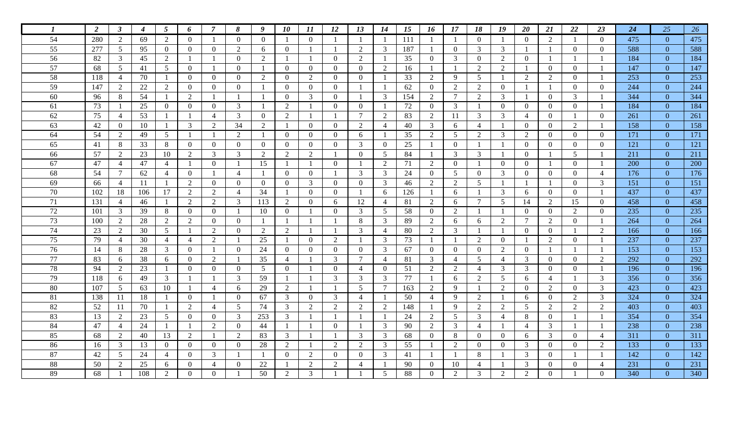| 1 | 2 | 3 | 4 | 5 | 6 | 7 | 8 | 9 | 10 | 11 | 12 | 13 | 14 | 15 | 16 | 17 | 18 | 19 | 20 | 21 | 22 | 23 | 24 | 25 | 26 |
|---|---|---|---|---|---|---|---|---|---|---|---|---|---|---|---|---|---|---|---|---|---|---|---|---|---|
| 54 | 280 | 2 | 69 | 2 | 0 | 1 | 0 | 0 | 1 | 0 | 1 | 1 | 1 | 111 | 1 | 1 | 0 | 1 | 0 | 2 | 1 | 0 | 475 | 0 | 475 |
| 55 | 277 | 5 | 95 | 0 | 0 | 0 | 2 | 6 | 0 | 1 | 1 | 2 | 3 | 187 | 1 | 0 | 3 | 3 | 1 | 1 | 0 | 0 | 588 | 0 | 588 |
| 56 | 82 | 3 | 45 | 2 | 1 | 1 | 0 | 2 | 1 | 1 | 0 | 2 | 1 | 35 | 0 | 3 | 0 | 2 | 0 | 1 | 1 | 1 | 184 | 0 | 184 |
| 57 | 68 | 5 | 41 | 5 | 0 | 1 | 0 | 1 | 0 | 0 | 0 | 0 | 2 | 16 | 1 | 1 | 2 | 2 | 1 | 0 | 0 | 1 | 147 | 0 | 147 |
| 58 | 118 | 4 | 70 | 1 | 0 | 0 | 0 | 2 | 0 | 2 | 0 | 0 | 1 | 33 | 2 | 9 | 5 | 1 | 2 | 2 | 0 | 1 | 253 | 0 | 253 |
| 59 | 147 | 2 | 22 | 2 | 0 | 0 | 0 | 1 | 0 | 0 | 0 | 1 | 1 | 62 | 0 | 2 | 2 | 0 | 1 | 1 | 0 | 0 | 244 | 0 | 244 |
| 60 | 96 | 8 | 54 | 1 | 2 | 1 | 1 | 1 | 0 | 3 | 0 | 1 | 3 | 154 | 2 | 7 | 2 | 3 | 1 | 0 | 3 | 1 | 344 | 0 | 344 |
| 61 | 73 | 1 | 25 | 0 | 0 | 0 | 3 | 1 | 2 | 1 | 0 | 0 | 1 | 72 | 0 | 3 | 1 | 0 | 0 | 0 | 0 | 1 | 184 | 0 | 184 |
| 62 | 75 | 4 | 53 | 1 | 1 | 4 | 3 | 0 | 2 | 1 | 1 | 7 | 2 | 83 | 2 | 11 | 3 | 3 | 4 | 0 | 1 | 0 | 261 | 0 | 261 |
| 63 | 42 | 0 | 10 | 1 | 3 | 2 | 34 | 2 | 1 | 0 | 0 | 2 | 4 | 40 | 3 | 6 | 4 | 1 | 0 | 0 | 2 | 1 | 158 | 0 | 158 |
| 64 | 54 | 2 | 49 | 5 | 1 | 1 | 2 | 1 | 0 | 0 | 0 | 6 | 1 | 35 | 2 | 5 | 2 | 3 | 2 | 0 | 0 | 0 | 171 | 0 | 171 |
| 65 | 41 | 8 | 33 | 8 | 0 | 0 | 0 | 0 | 0 | 0 | 0 | 3 | 0 | 25 | 1 | 0 | 1 | 1 | 0 | 0 | 0 | 0 | 121 | 0 | 121 |
| 66 | 57 | 2 | 23 | 10 | 2 | 3 | 3 | 2 | 2 | 2 | 1 | 0 | 5 | 84 | 1 | 3 | 3 | 1 | 0 | 1 | 5 | 1 | 211 | 0 | 211 |
| 67 | 47 | 4 | 47 | 4 | 1 | 0 | 1 | 15 | 1 | 1 | 0 | 1 | 2 | 71 | 2 | 0 | 1 | 0 | 0 | 1 | 0 | 1 | 200 | 0 | 200 |
| 68 | 54 | 7 | 62 | 4 | 0 | 1 | 4 | 1 | 0 | 0 | 1 | 3 | 3 | 24 | 0 | 5 | 0 | 3 | 0 | 0 | 0 | 4 | 176 | 0 | 176 |
| 69 | 66 | 4 | 11 | 1 | 2 | 0 | 0 | 0 | 0 | 3 | 0 | 0 | 3 | 46 | 2 | 2 | 5 | 1 | 1 | 1 | 0 | 3 | 151 | 0 | 151 |
| 70 | 102 | 18 | 106 | 17 | 2 | 2 | 4 | 34 | 1 | 0 | 0 | 1 | 6 | 126 | 1 | 6 | 1 | 3 | 6 | 0 | 0 | 1 | 437 | 0 | 437 |
| 71 | 131 | 4 | 46 | 1 | 2 | 2 | 3 | 113 | 2 | 0 | 6 | 12 | 4 | 81 | 2 | 6 | 7 | 5 | 14 | 2 | 15 | 0 | 458 | 0 | 458 |
| 72 | 101 | 3 | 39 | 8 | 0 | 0 | 1 | 10 | 0 | 1 | 0 | 3 | 5 | 58 | 0 | 2 | 1 | 1 | 0 | 0 | 2 | 0 | 235 | 0 | 235 |
| 73 | 100 | 2 | 28 | 2 | 2 | 0 | 0 | 1 | 1 | 1 | 1 | 8 | 3 | 89 | 2 | 6 | 6 | 2 | 7 | 2 | 0 | 1 | 264 | 0 | 264 |
| 74 | 23 | 2 | 30 | 5 | 1 | 2 | 0 | 2 | 2 | 1 | 1 | 3 | 4 | 80 | 2 | 3 | 1 | 1 | 0 | 0 | 1 | 2 | 166 | 0 | 166 |
| 75 | 79 | 4 | 30 | 4 | 4 | 2 | 1 | 25 | 1 | 0 | 2 | 1 | 3 | 73 | 1 | 1 | 2 | 0 | 1 | 2 | 0 | 1 | 237 | 0 | 237 |
| 76 | 14 | 8 | 28 | 3 | 0 | 1 | 0 | 24 | 0 | 0 | 0 | 0 | 3 | 67 | 0 | 0 | 0 | 2 | 0 | 1 | 1 | 1 | 153 | 0 | 153 |
| 77 | 83 | 6 | 38 | 6 | 0 | 2 | 1 | 35 | 4 | 1 | 3 | 7 | 4 | 81 | 3 | 4 | 5 | 4 | 3 | 0 | 0 | 2 | 292 | 0 | 292 |
| 78 | 94 | 2 | 23 | 1 | 0 | 0 | 0 | 5 | 0 | 1 | 0 | 4 | 0 | 51 | 2 | 2 | 4 | 3 | 3 | 0 | 0 | 1 | 196 | 0 | 196 |
| 79 | 118 | 6 | 49 | 3 | 1 | 1 | 3 | 59 | 1 | 1 | 3 | 3 | 3 | 77 | 1 | 6 | 2 | 5 | 6 | 4 | 1 | 3 | 356 | 0 | 356 |
| 80 | 107 | 5 | 63 | 10 | 1 | 4 | 6 | 29 | 2 | 1 | 1 | 5 | 7 | 163 | 2 | 9 | 1 | 2 | 0 | 2 | 0 | 3 | 423 | 0 | 423 |
| 81 | 138 | 11 | 18 | 1 | 0 | 1 | 0 | 67 | 3 | 0 | 3 | 4 | 1 | 50 | 4 | 9 | 2 | 1 | 6 | 0 | 2 | 3 | 324 | 0 | 324 |
| 82 | 52 | 11 | 70 | 1 | 2 | 4 | 5 | 74 | 3 | 2 | 2 | 2 | 2 | 148 | 1 | 9 | 2 | 2 | 5 | 2 | 2 | 2 | 403 | 0 | 403 |
| 83 | 13 | 2 | 23 | 5 | 0 | 0 | 3 | 253 | 3 | 1 | 1 | 1 | 1 | 24 | 2 | 5 | 3 | 4 | 8 | 0 | 1 | 1 | 354 | 0 | 354 |
| 84 | 47 | 4 | 24 | 1 | 1 | 2 | 0 | 44 | 1 | 1 | 0 | 1 | 3 | 90 | 2 | 3 | 4 | 1 | 4 | 3 | 1 | 1 | 238 | 0 | 238 |
| 85 | 68 | 2 | 40 | 13 | 2 | 1 | 2 | 83 | 3 | 1 | 1 | 3 | 3 | 68 | 0 | 8 | 0 | 0 | 6 | 3 | 0 | 4 | 311 | 0 | 311 |
| 86 | 16 | 3 | 13 | 0 | 0 | 0 | 0 | 28 | 2 | 1 | 2 | 2 | 3 | 55 | 1 | 2 | 0 | 0 | 3 | 0 | 0 | 2 | 133 | 0 | 133 |
| 87 | 42 | 5 | 24 | 4 | 0 | 3 | 1 | 1 | 0 | 2 | 0 | 0 | 3 | 41 | 1 | 1 | 8 | 1 | 3 | 0 | 1 | 1 | 142 | 0 | 142 |
| 88 | 50 | 2 | 25 | 6 | 0 | 4 | 0 | 22 | 1 | 2 | 2 | 4 | 1 | 90 | 0 | 10 | 4 | 1 | 3 | 0 | 0 | 4 | 231 | 0 | 231 |
| 89 | 68 | 1 | 108 | 2 | 0 | 0 | 1 | 50 | 2 | 3 | 1 | 1 | 5 | 88 | 0 | 2 | 3 | 2 | 2 | 0 | 1 | 0 | 340 | 0 | 340 |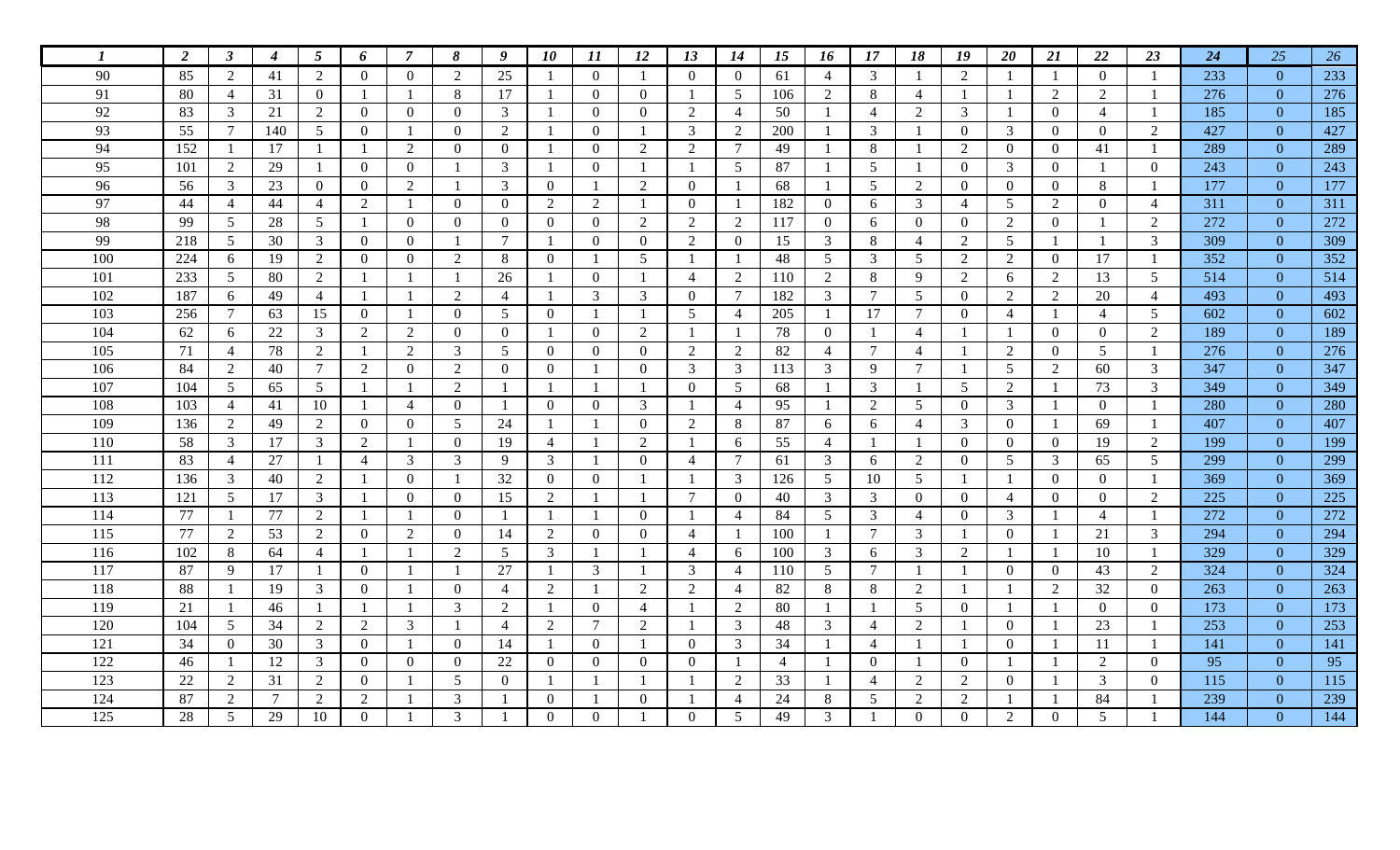| 1 | 2 | 3 | 4 | 5 | 6 | 7 | 8 | 9 | 10 | 11 | 12 | 13 | 14 | 15 | 16 | 17 | 18 | 19 | 20 | 21 | 22 | 23 | 24 | 25 | 26 |
|---|---|---|---|---|---|---|---|---|---|---|---|---|---|---|---|---|---|---|---|---|---|---|---|---|---|
| 90 | 85 | 2 | 41 | 2 | 0 | 0 | 2 | 25 | 1 | 0 | 1 | 0 | 0 | 61 | 4 | 3 | 1 | 2 | 1 | 1 | 0 | 1 | 233 | 0 | 233 |
| 91 | 80 | 4 | 31 | 0 | 1 | 1 | 8 | 17 | 1 | 0 | 0 | 1 | 5 | 106 | 2 | 8 | 4 | 1 | 1 | 2 | 2 | 1 | 276 | 0 | 276 |
| 92 | 83 | 3 | 21 | 2 | 0 | 0 | 0 | 3 | 1 | 0 | 0 | 2 | 4 | 50 | 1 | 4 | 2 | 3 | 1 | 0 | 4 | 1 | 185 | 0 | 185 |
| 93 | 55 | 7 | 140 | 5 | 0 | 1 | 0 | 2 | 1 | 0 | 1 | 3 | 2 | 200 | 1 | 3 | 1 | 0 | 3 | 0 | 0 | 2 | 427 | 0 | 427 |
| 94 | 152 | 1 | 17 | 1 | 1 | 2 | 0 | 0 | 1 | 0 | 2 | 2 | 7 | 49 | 1 | 8 | 1 | 2 | 0 | 0 | 41 | 1 | 289 | 0 | 289 |
| 95 | 101 | 2 | 29 | 1 | 0 | 0 | 1 | 3 | 1 | 0 | 1 | 1 | 5 | 87 | 1 | 5 | 1 | 0 | 3 | 0 | 1 | 0 | 243 | 0 | 243 |
| 96 | 56 | 3 | 23 | 0 | 0 | 2 | 1 | 3 | 0 | 1 | 2 | 0 | 1 | 68 | 1 | 5 | 2 | 0 | 0 | 0 | 8 | 1 | 177 | 0 | 177 |
| 97 | 44 | 4 | 44 | 4 | 2 | 1 | 0 | 0 | 2 | 2 | 1 | 0 | 1 | 182 | 0 | 6 | 3 | 4 | 5 | 2 | 0 | 4 | 311 | 0 | 311 |
| 98 | 99 | 5 | 28 | 5 | 1 | 0 | 0 | 0 | 0 | 0 | 2 | 2 | 2 | 117 | 0 | 6 | 0 | 0 | 2 | 0 | 1 | 2 | 272 | 0 | 272 |
| 99 | 218 | 5 | 30 | 3 | 0 | 0 | 1 | 7 | 1 | 0 | 0 | 2 | 0 | 15 | 3 | 8 | 4 | 2 | 5 | 1 | 1 | 3 | 309 | 0 | 309 |
| 100 | 224 | 6 | 19 | 2 | 0 | 0 | 2 | 8 | 0 | 1 | 5 | 1 | 1 | 48 | 5 | 3 | 5 | 2 | 2 | 0 | 17 | 1 | 352 | 0 | 352 |
| 101 | 233 | 5 | 80 | 2 | 1 | 1 | 1 | 26 | 1 | 0 | 1 | 4 | 2 | 110 | 2 | 8 | 9 | 2 | 6 | 2 | 13 | 5 | 514 | 0 | 514 |
| 102 | 187 | 6 | 49 | 4 | 1 | 1 | 2 | 4 | 1 | 3 | 3 | 0 | 7 | 182 | 3 | 7 | 5 | 0 | 2 | 2 | 20 | 4 | 493 | 0 | 493 |
| 103 | 256 | 7 | 63 | 15 | 0 | 1 | 0 | 5 | 0 | 1 | 1 | 5 | 4 | 205 | 1 | 17 | 7 | 0 | 4 | 1 | 4 | 5 | 602 | 0 | 602 |
| 104 | 62 | 6 | 22 | 3 | 2 | 2 | 0 | 0 | 1 | 0 | 2 | 1 | 1 | 78 | 0 | 1 | 4 | 1 | 1 | 0 | 0 | 2 | 189 | 0 | 189 |
| 105 | 71 | 4 | 78 | 2 | 1 | 2 | 3 | 5 | 0 | 0 | 0 | 2 | 2 | 82 | 4 | 7 | 4 | 1 | 2 | 0 | 5 | 1 | 276 | 0 | 276 |
| 106 | 84 | 2 | 40 | 7 | 2 | 0 | 2 | 0 | 0 | 1 | 0 | 3 | 3 | 113 | 3 | 9 | 7 | 1 | 5 | 2 | 60 | 3 | 347 | 0 | 347 |
| 107 | 104 | 5 | 65 | 5 | 1 | 1 | 2 | 1 | 1 | 1 | 1 | 0 | 5 | 68 | 1 | 3 | 1 | 5 | 2 | 1 | 73 | 3 | 349 | 0 | 349 |
| 108 | 103 | 4 | 41 | 10 | 1 | 4 | 0 | 1 | 0 | 0 | 3 | 1 | 4 | 95 | 1 | 2 | 5 | 0 | 3 | 1 | 0 | 1 | 280 | 0 | 280 |
| 109 | 136 | 2 | 49 | 2 | 0 | 0 | 5 | 24 | 1 | 1 | 0 | 2 | 8 | 87 | 6 | 6 | 4 | 3 | 0 | 1 | 69 | 1 | 407 | 0 | 407 |
| 110 | 58 | 3 | 17 | 3 | 2 | 1 | 0 | 19 | 4 | 1 | 2 | 1 | 6 | 55 | 4 | 1 | 1 | 0 | 0 | 0 | 19 | 2 | 199 | 0 | 199 |
| 111 | 83 | 4 | 27 | 1 | 4 | 3 | 3 | 9 | 3 | 1 | 0 | 4 | 7 | 61 | 3 | 6 | 2 | 0 | 5 | 3 | 65 | 5 | 299 | 0 | 299 |
| 112 | 136 | 3 | 40 | 2 | 1 | 0 | 1 | 32 | 0 | 0 | 1 | 1 | 3 | 126 | 5 | 10 | 5 | 1 | 1 | 0 | 0 | 1 | 369 | 0 | 369 |
| 113 | 121 | 5 | 17 | 3 | 1 | 0 | 0 | 15 | 2 | 1 | 1 | 7 | 0 | 40 | 3 | 3 | 0 | 0 | 4 | 0 | 0 | 2 | 225 | 0 | 225 |
| 114 | 77 | 1 | 77 | 2 | 1 | 1 | 0 | 1 | 1 | 1 | 0 | 1 | 4 | 84 | 5 | 3 | 4 | 0 | 3 | 1 | 4 | 1 | 272 | 0 | 272 |
| 115 | 77 | 2 | 53 | 2 | 0 | 2 | 0 | 14 | 2 | 0 | 0 | 4 | 1 | 100 | 1 | 7 | 3 | 1 | 0 | 1 | 21 | 3 | 294 | 0 | 294 |
| 116 | 102 | 8 | 64 | 4 | 1 | 1 | 2 | 5 | 3 | 1 | 1 | 4 | 6 | 100 | 3 | 6 | 3 | 2 | 1 | 1 | 10 | 1 | 329 | 0 | 329 |
| 117 | 87 | 9 | 17 | 1 | 0 | 1 | 1 | 27 | 1 | 3 | 1 | 3 | 4 | 110 | 5 | 7 | 1 | 1 | 0 | 0 | 43 | 2 | 324 | 0 | 324 |
| 118 | 88 | 1 | 19 | 3 | 0 | 1 | 0 | 4 | 2 | 1 | 2 | 2 | 4 | 82 | 8 | 8 | 2 | 1 | 1 | 2 | 32 | 0 | 263 | 0 | 263 |
| 119 | 21 | 1 | 46 | 1 | 1 | 1 | 3 | 2 | 1 | 0 | 4 | 1 | 2 | 80 | 1 | 1 | 5 | 0 | 1 | 1 | 0 | 0 | 173 | 0 | 173 |
| 120 | 104 | 5 | 34 | 2 | 2 | 3 | 1 | 4 | 2 | 7 | 2 | 1 | 3 | 48 | 3 | 4 | 2 | 1 | 0 | 1 | 23 | 1 | 253 | 0 | 253 |
| 121 | 34 | 0 | 30 | 3 | 0 | 1 | 0 | 14 | 1 | 0 | 1 | 0 | 3 | 34 | 1 | 4 | 1 | 1 | 0 | 1 | 11 | 1 | 141 | 0 | 141 |
| 122 | 46 | 1 | 12 | 3 | 0 | 0 | 0 | 22 | 0 | 0 | 0 | 0 | 1 | 4 | 1 | 0 | 1 | 0 | 1 | 1 | 2 | 0 | 95 | 0 | 95 |
| 123 | 22 | 2 | 31 | 2 | 0 | 1 | 5 | 0 | 1 | 1 | 1 | 1 | 2 | 33 | 1 | 4 | 2 | 2 | 0 | 1 | 3 | 0 | 115 | 0 | 115 |
| 124 | 87 | 2 | 7 | 2 | 2 | 1 | 3 | 1 | 0 | 1 | 0 | 1 | 4 | 24 | 8 | 5 | 2 | 2 | 1 | 1 | 84 | 1 | 239 | 0 | 239 |
| 125 | 28 | 5 | 29 | 10 | 0 | 1 | 3 | 1 | 0 | 0 | 1 | 0 | 5 | 49 | 3 | 1 | 0 | 0 | 2 | 0 | 5 | 1 | 144 | 0 | 144 |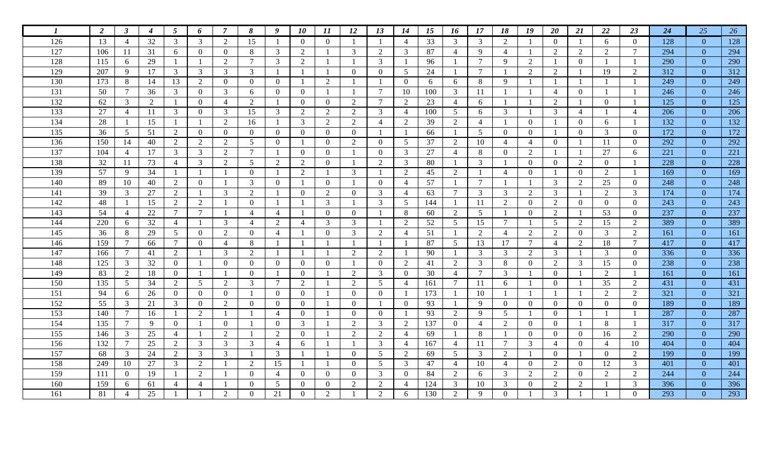| *1* | *2* | *3* | *4* | *5* | *6* | *7* | *8* | *9* | *10* | *11* | *12* | *13* | *14* | *15* | *16* | *17* | *18* | *19* | *20* | *21* | *22* | *23* | *24* | *25* | *26* |
|---|---|---|---|---|---|---|---|---|---|---|---|---|---|---|---|---|---|---|---|---|---|---|---|---|---|
| 126 | 13 | 4 | 32 | 3 | 3 | 2 | 15 | 1 | 0 | 0 | 1 | 1 | 4 | 33 | 3 | 3 | 2 | 1 | 0 | 1 | 6 | 0 | 128 | 0 | 128 |
| 127 | 106 | 11 | 31 | 6 | 0 | 0 | 8 | 3 | 2 | 1 | 3 | 2 | 3 | 87 | 4 | 9 | 4 | 1 | 2 | 2 | 2 | 7 | 294 | 0 | 294 |
| 128 | 115 | 6 | 29 | 1 | 1 | 2 | 7 | 3 | 2 | 1 | 1 | 3 | 1 | 96 | 1 | 7 | 9 | 2 | 1 | 0 | 1 | 1 | 290 | 0 | 290 |
| 129 | 207 | 9 | 17 | 3 | 3 | 3 | 3 | 1 | 1 | 1 | 0 | 0 | 5 | 24 | 1 | 7 | 1 | 2 | 2 | 1 | 19 | 2 | 312 | 0 | 312 |
| 130 | 173 | 8 | 14 | 13 | 2 | 0 | 0 | 0 | 1 | 2 | 1 | 1 | 0 | 6 | 6 | 8 | 9 | 1 | 1 | 1 | 1 | 1 | 249 | 0 | 249 |
| 131 | 50 | 7 | 36 | 3 | 0 | 3 | 6 | 0 | 0 | 1 | 1 | 7 | 10 | 100 | 3 | 11 | 1 | 1 | 4 | 0 | 1 | 1 | 246 | 0 | 246 |
| 132 | 62 | 3 | 2 | 1 | 0 | 4 | 2 | 1 | 0 | 0 | 2 | 7 | 2 | 23 | 4 | 6 | 1 | 1 | 2 | 1 | 0 | 1 | 125 | 0 | 125 |
| 133 | 27 | 4 | 11 | 3 | 0 | 3 | 15 | 3 | 2 | 2 | 2 | 3 | 4 | 100 | 5 | 6 | 3 | 1 | 3 | 4 | 1 | 4 | 206 | 0 | 206 |
| 134 | 28 | 1 | 15 | 1 | 1 | 2 | 16 | 1 | 3 | 2 | 2 | 4 | 2 | 39 | 2 | 4 | 1 | 0 | 1 | 0 | 6 | 1 | 132 | 0 | 132 |
| 135 | 36 | 5 | 51 | 2 | 0 | 0 | 0 | 0 | 0 | 0 | 0 | 1 | 1 | 66 | 1 | 5 | 0 | 0 | 1 | 0 | 3 | 0 | 172 | 0 | 172 |
| 136 | 150 | 14 | 40 | 2 | 2 | 2 | 5 | 0 | 1 | 0 | 2 | 0 | 5 | 37 | 2 | 10 | 4 | 4 | 0 | 1 | 11 | 0 | 292 | 0 | 292 |
| 137 | 104 | 4 | 17 | 3 | 3 | 2 | 7 | 1 | 0 | 0 | 1 | 0 | 3 | 27 | 4 | 8 | 0 | 2 | 1 | 1 | 27 | 6 | 221 | 0 | 221 |
| 138 | 32 | 11 | 73 | 4 | 3 | 2 | 5 | 2 | 2 | 0 | 1 | 2 | 3 | 80 | 1 | 3 | 1 | 0 | 0 | 2 | 0 | 1 | 228 | 0 | 228 |
| 139 | 57 | 9 | 34 | 1 | 1 | 1 | 0 | 1 | 2 | 1 | 3 | 1 | 2 | 45 | 2 | 1 | 4 | 0 | 1 | 0 | 2 | 1 | 169 | 0 | 169 |
| 140 | 89 | 10 | 40 | 2 | 0 | 1 | 3 | 0 | 1 | 0 | 1 | 0 | 4 | 57 | 1 | 7 | 1 | 1 | 3 | 2 | 25 | 0 | 248 | 0 | 248 |
| 141 | 39 | 3 | 27 | 2 | 1 | 3 | 2 | 1 | 0 | 2 | 0 | 3 | 4 | 63 | 7 | 3 | 3 | 2 | 3 | 1 | 2 | 3 | 174 | 0 | 174 |
| 142 | 48 | 1 | 15 | 2 | 2 | 1 | 0 | 1 | 1 | 3 | 1 | 3 | 5 | 144 | 1 | 11 | 2 | 0 | 2 | 0 | 0 | 0 | 243 | 0 | 243 |
| 143 | 54 | 4 | 22 | 7 | 7 | 1 | 4 | 4 | 1 | 0 | 0 | 1 | 8 | 60 | 2 | 5 | 1 | 0 | 2 | 1 | 53 | 0 | 237 | 0 | 237 |
| 144 | 220 | 6 | 32 | 4 | 1 | 3 | 4 | 2 | 4 | 3 | 3 | 1 | 2 | 52 | 5 | 15 | 7 | 1 | 5 | 2 | 15 | 2 | 389 | 0 | 389 |
| 145 | 36 | 8 | 29 | 5 | 0 | 2 | 0 | 4 | 1 | 0 | 3 | 2 | 4 | 51 | 1 | 2 | 4 | 2 | 2 | 0 | 3 | 2 | 161 | 0 | 161 |
| 146 | 159 | 7 | 66 | 7 | 0 | 4 | 8 | 1 | 1 | 1 | 1 | 1 | 1 | 87 | 5 | 13 | 17 | 7 | 4 | 2 | 18 | 7 | 417 | 0 | 417 |
| 147 | 166 | 7 | 41 | 2 | 1 | 3 | 2 | 1 | 1 | 1 | 2 | 2 | 1 | 90 | 1 | 3 | 3 | 2 | 3 | 1 | 3 | 0 | 336 | 0 | 336 |
| 148 | 125 | 3 | 32 | 0 | 1 | 0 | 0 | 0 | 0 | 0 | 1 | 0 | 2 | 41 | 2 | 3 | 8 | 0 | 2 | 3 | 15 | 0 | 238 | 0 | 238 |
| 149 | 83 | 2 | 18 | 0 | 1 | 1 | 0 | 1 | 0 | 1 | 2 | 3 | 0 | 30 | 4 | 7 | 3 | 1 | 0 | 1 | 2 | 1 | 161 | 0 | 161 |
| 150 | 135 | 5 | 34 | 2 | 5 | 2 | 3 | 7 | 2 | 1 | 2 | 5 | 4 | 161 | 7 | 11 | 6 | 1 | 0 | 1 | 35 | 2 | 431 | 0 | 431 |
| 151 | 94 | 6 | 26 | 0 | 0 | 0 | 1 | 0 | 0 | 1 | 0 | 0 | 1 | 173 | 1 | 10 | 1 | 1 | 1 | 1 | 2 | 2 | 321 | 0 | 321 |
| 152 | 55 | 3 | 21 | 3 | 0 | 2 | 0 | 0 | 0 | 1 | 0 | 1 | 0 | 93 | 1 | 9 | 0 | 0 | 0 | 0 | 0 | 0 | 189 | 0 | 189 |
| 153 | 140 | 7 | 16 | 1 | 2 | 1 | 1 | 4 | 0 | 1 | 0 | 0 | 1 | 93 | 2 | 9 | 5 | 1 | 0 | 1 | 1 | 1 | 287 | 0 | 287 |
| 154 | 135 | 7 | 9 | 0 | 1 | 0 | 1 | 0 | 3 | 1 | 2 | 3 | 2 | 137 | 0 | 4 | 2 | 0 | 0 | 1 | 8 | 1 | 317 | 0 | 317 |
| 155 | 146 | 3 | 25 | 4 | 1 | 2 | 1 | 2 | 0 | 1 | 2 | 2 | 4 | 69 | 1 | 8 | 1 | 0 | 0 | 0 | 16 | 2 | 290 | 0 | 290 |
| 156 | 132 | 7 | 25 | 2 | 3 | 3 | 3 | 4 | 6 | 1 | 1 | 3 | 4 | 167 | 4 | 11 | 7 | 3 | 4 | 0 | 4 | 10 | 404 | 0 | 404 |
| 157 | 68 | 3 | 24 | 2 | 3 | 3 | 1 | 3 | 1 | 1 | 0 | 5 | 2 | 69 | 5 | 3 | 2 | 1 | 0 | 1 | 0 | 2 | 199 | 0 | 199 |
| 158 | 249 | 10 | 27 | 3 | 2 | 1 | 2 | 15 | 1 | 1 | 0 | 5 | 3 | 47 | 4 | 10 | 4 | 0 | 2 | 0 | 12 | 3 | 401 | 0 | 401 |
| 159 | 111 | 0 | 19 | 1 | 2 | 1 | 0 | 4 | 0 | 0 | 0 | 3 | 0 | 84 | 2 | 6 | 3 | 2 | 2 | 0 | 2 | 2 | 244 | 0 | 244 |
| 160 | 159 | 6 | 61 | 4 | 4 | 1 | 0 | 5 | 0 | 0 | 2 | 2 | 4 | 124 | 3 | 10 | 3 | 0 | 2 | 2 | 1 | 3 | 396 | 0 | 396 |
| 161 | 81 | 4 | 25 | 1 | 1 | 2 | 0 | 21 | 0 | 2 | 1 | 2 | 6 | 130 | 2 | 9 | 0 | 1 | 3 | 1 | 1 | 0 | 293 | 0 | 293 |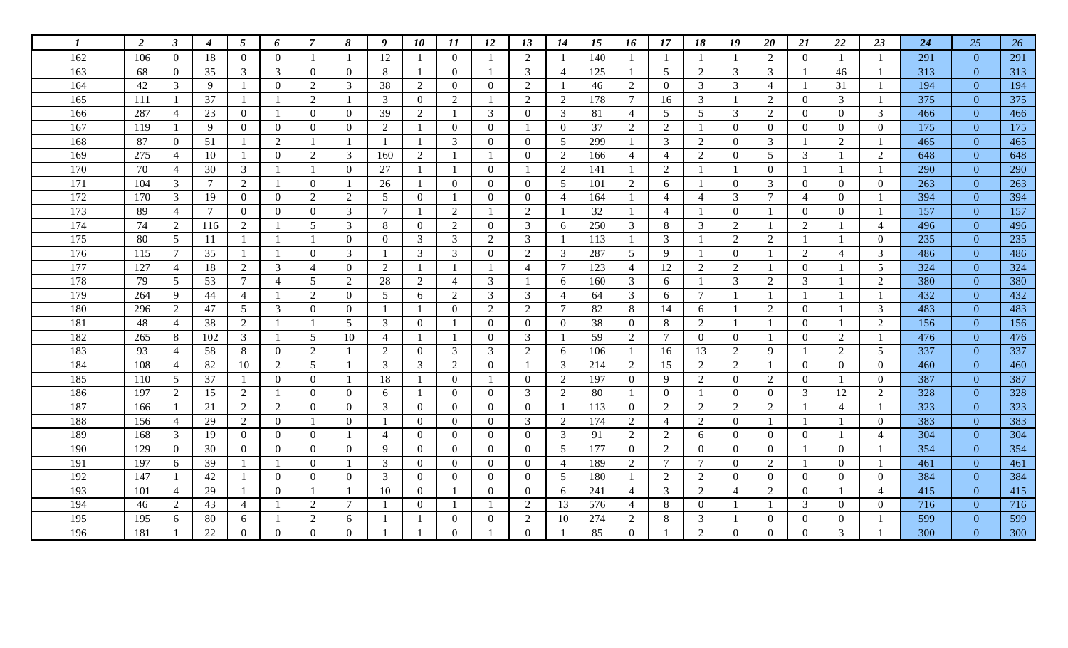| 1 | 2 | 3 | 4 | 5 | 6 | 7 | 8 | 9 | 10 | 11 | 12 | 13 | 14 | 15 | 16 | 17 | 18 | 19 | 20 | 21 | 22 | 23 | 24 | 25 | 26 |
|---|---|---|---|---|---|---|---|---|---|---|---|---|---|---|---|---|---|---|---|---|---|---|---|---|---|
| 162 | 106 | 0 | 18 | 0 | 0 | 1 | 1 | 12 | 1 | 0 | 1 | 2 | 1 | 140 | 1 | 1 | 1 | 1 | 2 | 0 | 1 | 1 | 291 | 0 | 291 |
| 163 | 68 | 0 | 35 | 3 | 3 | 0 | 0 | 8 | 1 | 0 | 1 | 3 | 4 | 125 | 1 | 5 | 2 | 3 | 3 | 1 | 46 | 1 | 313 | 0 | 313 |
| 164 | 42 | 3 | 9 | 1 | 0 | 2 | 3 | 38 | 2 | 0 | 0 | 2 | 1 | 46 | 2 | 0 | 3 | 3 | 4 | 1 | 31 | 1 | 194 | 0 | 194 |
| 165 | 111 | 1 | 37 | 1 | 1 | 2 | 1 | 3 | 0 | 2 | 1 | 2 | 2 | 178 | 7 | 16 | 3 | 1 | 2 | 0 | 3 | 1 | 375 | 0 | 375 |
| 166 | 287 | 4 | 23 | 0 | 1 | 0 | 0 | 39 | 2 | 1 | 3 | 0 | 3 | 81 | 4 | 5 | 5 | 3 | 2 | 0 | 0 | 3 | 466 | 0 | 466 |
| 167 | 119 | 1 | 9 | 0 | 0 | 0 | 0 | 2 | 1 | 0 | 0 | 1 | 0 | 37 | 2 | 2 | 1 | 0 | 0 | 0 | 0 | 0 | 175 | 0 | 175 |
| 168 | 87 | 0 | 51 | 1 | 2 | 1 | 1 | 1 | 1 | 3 | 0 | 0 | 5 | 299 | 1 | 3 | 2 | 0 | 3 | 1 | 2 | 1 | 465 | 0 | 465 |
| 169 | 275 | 4 | 10 | 1 | 0 | 2 | 3 | 160 | 2 | 1 | 1 | 0 | 2 | 166 | 4 | 4 | 2 | 0 | 5 | 3 | 1 | 2 | 648 | 0 | 648 |
| 170 | 70 | 4 | 30 | 3 | 1 | 1 | 0 | 27 | 1 | 1 | 0 | 1 | 2 | 141 | 1 | 2 | 1 | 1 | 0 | 1 | 1 | 1 | 290 | 0 | 290 |
| 171 | 104 | 3 | 7 | 2 | 1 | 0 | 1 | 26 | 1 | 0 | 0 | 0 | 5 | 101 | 2 | 6 | 1 | 0 | 3 | 0 | 0 | 0 | 263 | 0 | 263 |
| 172 | 170 | 3 | 19 | 0 | 0 | 2 | 2 | 5 | 0 | 1 | 0 | 0 | 4 | 164 | 1 | 4 | 4 | 3 | 7 | 4 | 0 | 1 | 394 | 0 | 394 |
| 173 | 89 | 4 | 7 | 0 | 0 | 0 | 3 | 7 | 1 | 2 | 1 | 2 | 1 | 32 | 1 | 4 | 1 | 0 | 1 | 0 | 0 | 1 | 157 | 0 | 157 |
| 174 | 74 | 2 | 116 | 2 | 1 | 5 | 3 | 8 | 0 | 2 | 0 | 3 | 6 | 250 | 3 | 8 | 3 | 2 | 1 | 2 | 1 | 4 | 496 | 0 | 496 |
| 175 | 80 | 5 | 11 | 1 | 1 | 1 | 0 | 0 | 3 | 3 | 2 | 3 | 1 | 113 | 1 | 3 | 1 | 2 | 2 | 1 | 1 | 0 | 235 | 0 | 235 |
| 176 | 115 | 7 | 35 | 1 | 1 | 0 | 3 | 1 | 3 | 3 | 0 | 2 | 3 | 287 | 5 | 9 | 1 | 0 | 1 | 2 | 4 | 3 | 486 | 0 | 486 |
| 177 | 127 | 4 | 18 | 2 | 3 | 4 | 0 | 2 | 1 | 1 | 1 | 4 | 7 | 123 | 4 | 12 | 2 | 2 | 1 | 0 | 1 | 5 | 324 | 0 | 324 |
| 178 | 79 | 5 | 53 | 7 | 4 | 5 | 2 | 28 | 2 | 4 | 3 | 1 | 6 | 160 | 3 | 6 | 1 | 3 | 2 | 3 | 1 | 2 | 380 | 0 | 380 |
| 179 | 264 | 9 | 44 | 4 | 1 | 2 | 0 | 5 | 6 | 2 | 3 | 3 | 4 | 64 | 3 | 6 | 7 | 1 | 1 | 1 | 1 | 1 | 432 | 0 | 432 |
| 180 | 296 | 2 | 47 | 5 | 3 | 0 | 0 | 1 | 1 | 0 | 2 | 2 | 7 | 82 | 8 | 14 | 6 | 1 | 2 | 0 | 1 | 3 | 483 | 0 | 483 |
| 181 | 48 | 4 | 38 | 2 | 1 | 1 | 5 | 3 | 0 | 1 | 0 | 0 | 0 | 38 | 0 | 8 | 2 | 1 | 1 | 0 | 1 | 2 | 156 | 0 | 156 |
| 182 | 265 | 8 | 102 | 3 | 1 | 5 | 10 | 4 | 1 | 1 | 0 | 3 | 1 | 59 | 2 | 7 | 0 | 0 | 1 | 0 | 2 | 1 | 476 | 0 | 476 |
| 183 | 93 | 4 | 58 | 8 | 0 | 2 | 1 | 2 | 0 | 3 | 3 | 2 | 6 | 106 | 1 | 16 | 13 | 2 | 9 | 1 | 2 | 5 | 337 | 0 | 337 |
| 184 | 108 | 4 | 82 | 10 | 2 | 5 | 1 | 3 | 3 | 2 | 0 | 1 | 3 | 214 | 2 | 15 | 2 | 2 | 1 | 0 | 0 | 0 | 460 | 0 | 460 |
| 185 | 110 | 5 | 37 | 1 | 0 | 0 | 1 | 18 | 1 | 0 | 1 | 0 | 2 | 197 | 0 | 9 | 2 | 0 | 2 | 0 | 1 | 0 | 387 | 0 | 387 |
| 186 | 197 | 2 | 15 | 2 | 1 | 0 | 0 | 6 | 1 | 0 | 0 | 3 | 2 | 80 | 1 | 0 | 1 | 0 | 0 | 3 | 12 | 2 | 328 | 0 | 328 |
| 187 | 166 | 1 | 21 | 2 | 2 | 0 | 0 | 3 | 0 | 0 | 0 | 0 | 1 | 113 | 0 | 2 | 2 | 2 | 2 | 1 | 4 | 1 | 323 | 0 | 323 |
| 188 | 156 | 4 | 29 | 2 | 0 | 1 | 0 | 1 | 0 | 0 | 0 | 3 | 2 | 174 | 2 | 4 | 2 | 0 | 1 | 1 | 1 | 0 | 383 | 0 | 383 |
| 189 | 168 | 3 | 19 | 0 | 0 | 0 | 1 | 4 | 0 | 0 | 0 | 0 | 3 | 91 | 2 | 2 | 6 | 0 | 0 | 0 | 1 | 4 | 304 | 0 | 304 |
| 190 | 129 | 0 | 30 | 0 | 0 | 0 | 0 | 9 | 0 | 0 | 0 | 0 | 5 | 177 | 0 | 2 | 0 | 0 | 0 | 1 | 0 | 1 | 354 | 0 | 354 |
| 191 | 197 | 6 | 39 | 1 | 1 | 0 | 1 | 3 | 0 | 0 | 0 | 0 | 4 | 189 | 2 | 7 | 7 | 0 | 2 | 1 | 0 | 1 | 461 | 0 | 461 |
| 192 | 147 | 1 | 42 | 1 | 0 | 0 | 0 | 3 | 0 | 0 | 0 | 0 | 5 | 180 | 1 | 2 | 2 | 0 | 0 | 0 | 0 | 0 | 384 | 0 | 384 |
| 193 | 101 | 4 | 29 | 1 | 0 | 1 | 1 | 10 | 0 | 1 | 0 | 0 | 6 | 241 | 4 | 3 | 2 | 4 | 2 | 0 | 1 | 4 | 415 | 0 | 415 |
| 194 | 46 | 2 | 43 | 4 | 1 | 2 | 7 | 1 | 0 | 1 | 1 | 2 | 13 | 576 | 4 | 8 | 0 | 1 | 1 | 3 | 0 | 0 | 716 | 0 | 716 |
| 195 | 195 | 6 | 80 | 6 | 1 | 2 | 6 | 1 | 1 | 0 | 0 | 2 | 10 | 274 | 2 | 8 | 3 | 1 | 0 | 0 | 0 | 1 | 599 | 0 | 599 |
| 196 | 181 | 1 | 22 | 0 | 0 | 0 | 0 | 1 | 1 | 0 | 1 | 0 | 1 | 85 | 0 | 1 | 2 | 0 | 0 | 0 | 3 | 1 | 300 | 0 | 300 |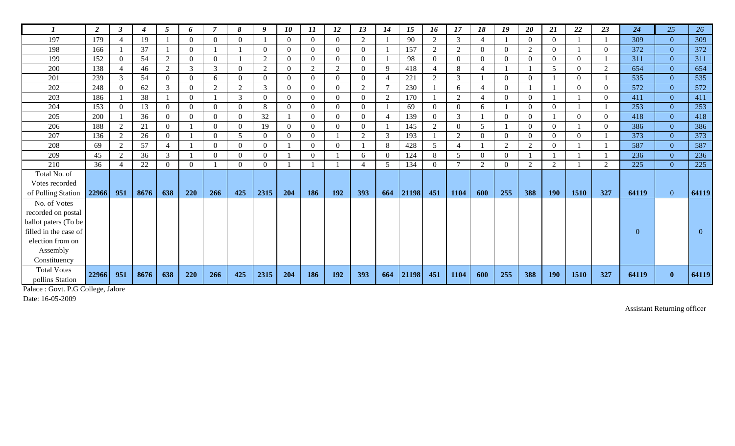| 1 | 2 | 3 | 4 | 5 | 6 | 7 | 8 | 9 | 10 | 11 | 12 | 13 | 14 | 15 | 16 | 17 | 18 | 19 | 20 | 21 | 22 | 23 | 24 | 25 | 26 |
|---|---|---|---|---|---|---|---|---|---|---|---|---|---|---|---|---|---|---|---|---|---|---|---|---|---|
| 197 | 179 | 4 | 19 | 1 | 0 | 0 | 0 | 1 | 0 | 0 | 0 | 2 | 1 | 90 | 2 | 3 | 4 | 1 | 0 | 0 | 1 | 1 | 309 | 0 | 309 |
| 198 | 166 | 1 | 37 | 1 | 0 | 1 | 1 | 0 | 0 | 0 | 0 | 0 | 1 | 157 | 2 | 2 | 0 | 0 | 2 | 0 | 1 | 0 | 372 | 0 | 372 |
| 199 | 152 | 0 | 54 | 2 | 0 | 0 | 1 | 2 | 0 | 0 | 0 | 0 | 1 | 98 | 0 | 0 | 0 | 0 | 0 | 0 | 0 | 1 | 311 | 0 | 311 |
| 200 | 138 | 4 | 46 | 2 | 3 | 3 | 0 | 2 | 0 | 2 | 2 | 0 | 9 | 418 | 4 | 8 | 4 | 1 | 1 | 5 | 0 | 2 | 654 | 0 | 654 |
| 201 | 239 | 3 | 54 | 0 | 0 | 6 | 0 | 0 | 0 | 0 | 0 | 0 | 4 | 221 | 2 | 3 | 1 | 0 | 0 | 1 | 0 | 1 | 535 | 0 | 535 |
| 202 | 248 | 0 | 62 | 3 | 0 | 2 | 2 | 3 | 0 | 0 | 0 | 2 | 7 | 230 | 1 | 6 | 4 | 0 | 1 | 1 | 0 | 0 | 572 | 0 | 572 |
| 203 | 186 | 1 | 38 | 1 | 0 | 1 | 3 | 0 | 0 | 0 | 0 | 0 | 2 | 170 | 1 | 2 | 4 | 0 | 0 | 1 | 1 | 0 | 411 | 0 | 411 |
| 204 | 153 | 0 | 13 | 0 | 0 | 0 | 0 | 8 | 0 | 0 | 0 | 0 | 1 | 69 | 0 | 0 | 6 | 1 | 0 | 0 | 1 | 1 | 253 | 0 | 253 |
| 205 | 200 | 1 | 36 | 0 | 0 | 0 | 0 | 32 | 1 | 0 | 0 | 0 | 4 | 139 | 0 | 3 | 1 | 0 | 0 | 1 | 0 | 0 | 418 | 0 | 418 |
| 206 | 188 | 2 | 21 | 0 | 1 | 0 | 0 | 19 | 0 | 0 | 0 | 0 | 1 | 145 | 2 | 0 | 5 | 1 | 0 | 0 | 1 | 0 | 386 | 0 | 386 |
| 207 | 136 | 2 | 26 | 0 | 1 | 0 | 5 | 0 | 0 | 0 | 1 | 2 | 3 | 193 | 1 | 2 | 0 | 0 | 0 | 0 | 0 | 1 | 373 | 0 | 373 |
| 208 | 69 | 2 | 57 | 4 | 1 | 0 | 0 | 0 | 1 | 0 | 0 | 1 | 8 | 428 | 5 | 4 | 1 | 2 | 2 | 0 | 1 | 1 | 587 | 0 | 587 |
| 209 | 45 | 2 | 36 | 3 | 1 | 0 | 0 | 0 | 1 | 0 | 1 | 6 | 0 | 124 | 8 | 5 | 0 | 0 | 1 | 1 | 1 | 1 | 236 | 0 | 236 |
| 210 | 36 | 4 | 22 | 0 | 0 | 1 | 0 | 0 | 1 | 1 | 1 | 4 | 5 | 134 | 0 | 7 | 2 | 0 | 2 | 2 | 1 | 2 | 225 | 0 | 225 |
| Total No. of Votes recorded of Polling Station | **22966** | **951** | **8676** | **638** | **220** | **266** | **425** | **2315** | **204** | **186** | **192** | **393** | **664** | **21198** | **451** | **1104** | **600** | **255** | **388** | **190** | **1510** | **327** | **64119** | 0 | **64119** |
| No. of Votes recorded on postal ballot paters (To be filled in the case of election from on Assembly Constituency | | | | | | | | | | | | | | | | | | | | | | | 0 | | 0 |
| Total Votes pollins Station | **22966** | **951** | **8676** | **638** | **220** | **266** | **425** | **2315** | **204** | **186** | **192** | **393** | **664** | **21198** | **451** | **1104** | **600** | **255** | **388** | **190** | **1510** | **327** | **64119** | **0** | **64119** |

Palace : Govt. P.G College, Jalore

Date: 16-05-2009

Assistant Returning officer